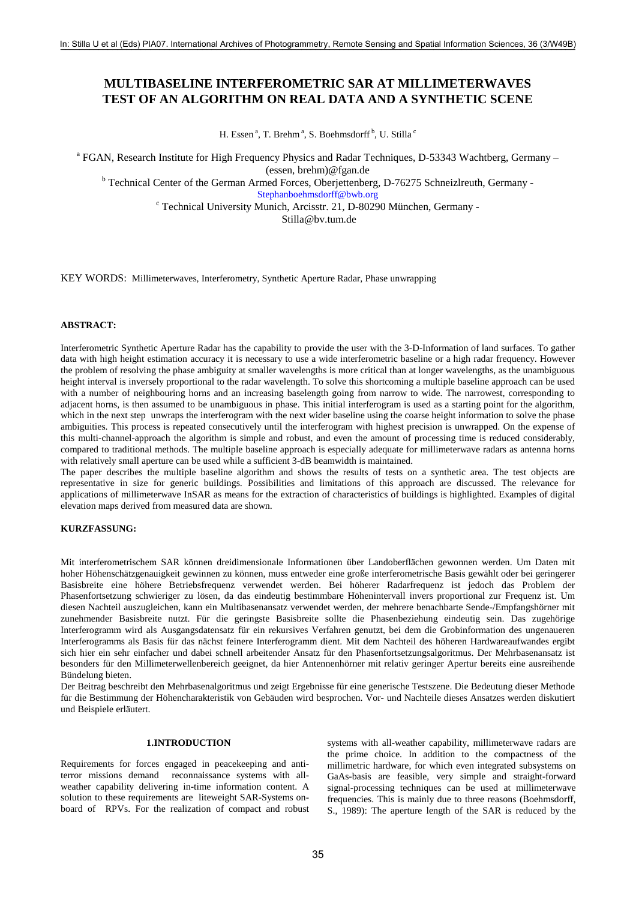# MULTIBASELINE INTERFEROMETRIC SAR AT MILLIMETERWAVES TEST OF AN ALGORITHM ON REAL DATA AND A SYNTHETIC SCENE

H. Essen [a], T. Brehm [a], S. Boehmsdorff [b], U. Stilla [c]

[a] FGAN, Research Institute for High Frequency Physics and Radar Techniques, D-53343 Wachtberg, Germany – (essen, brehm)@fgan.de

[b] Technical Center of the German Armed Forces, Oberjettenberg, D-76275 Schneizlreuth, Germany - Stephanboehmsdorff@bwb.org

[c] Technical University Munich, Arcisstr. 21, D-80290 München, Germany - Stilla@bv.tum.de

KEY WORDS: Millimeterwaves, Interferometry, Synthetic Aperture Radar, Phase unwrapping

**ABSTRACT:**

Interferometric Synthetic Aperture Radar has the capability to provide the user with the 3-D-Information of land surfaces. To gather data with high height estimation accuracy it is necessary to use a wide interferometric baseline or a high radar frequency. However the problem of resolving the phase ambiguity at smaller wavelengths is more critical than at longer wavelengths, as the unambiguous height interval is inversely proportional to the radar wavelength. To solve this shortcoming a multiple baseline approach can be used with a number of neighbouring horns and an increasing baselength going from narrow to wide. The narrowest, corresponding to adjacent horns, is then assumed to be unambiguous in phase. This initial interferogram is used as a starting point for the algorithm, which in the next step unwraps the interferogram with the next wider baseline using the coarse height information to solve the phase ambiguities. This process is repeated consecutively until the interferogram with highest precision is unwrapped. On the expense of this multi-channel-approach the algorithm is simple and robust, and even the amount of processing time is reduced considerably, compared to traditional methods. The multiple baseline approach is especially adequate for millimeterwave radars as antenna horns with relatively small aperture can be used while a sufficient 3-dB beamwidth is maintained.

The paper describes the multiple baseline algorithm and shows the results of tests on a synthetic area. The test objects are representative in size for generic buildings. Possibilities and limitations of this approach are discussed. The relevance for applications of millimeterwave InSAR as means for the extraction of characteristics of buildings is highlighted. Examples of digital elevation maps derived from measured data are shown.

**KURZFASSUNG:**

Mit interferometrischem SAR können dreidimensionale Informationen über Landoberflächen gewonnen werden. Um Daten mit hoher Höhenschätzgenauigkeit gewinnen zu können, muss entweder eine große interferometrische Basis gewählt oder bei geringerer Basisbreite eine höhere Betriebsfrequenz verwendet werden. Bei höherer Radarfrequenz ist jedoch das Problem der Phasenfortsetzung schwieriger zu lösen, da das eindeutig bestimmbare Höhenintervall invers proportional zur Frequenz ist. Um diesen Nachteil auszugleichen, kann ein Multibasenansatz verwendet werden, der mehrere benachbarte Sende-/Empfangshörner mit zunehmender Basisbreite nutzt. Für die geringste Basisbreite sollte die Phasenbeziehung eindeutig sein. Das zugehörige Interferogramm wird als Ausgangsdatensatz für ein rekursives Verfahren genutzt, bei dem die Grobinformation des ungenaueren Interferogramms als Basis für das nächst feinere Interferogramm dient. Mit dem Nachteil des höheren Hardwareaufwandes ergibt sich hier ein sehr einfacher und dabei schnell arbeitender Ansatz für den Phasenfortsetzungsalgorithmus. Der Mehrbasenansatz ist besonders für den Millimeterwellenbereich geeignet, da hier Antennenhörner mit relativ geringer Apertur bereits eine ausreihende Bündelung bieten.

Der Beitrag beschreibt den Mehrbasenalgoritmus und zeigt Ergebnisse für eine generische Testszene. Die Bedeutung dieser Methode für die Bestimmung der Höhencharakteristik von Gebäuden wird besprochen. Vor- und Nachteile dieses Ansatzes werden diskutiert und Beispiele erläutert.

## 1.INTRODUCTION

Requirements for forces engaged in peacekeeping and anti-terror missions demand reconnaissance systems with all-weather capability delivering in-time information content. A solution to these requirements are liteweight SAR-Systems on-board of RPVs. For the realization of compact and robust systems with all-weather capability, millimeterwave radars are the prime choice. In addition to the compactness of the millimetric hardware, for which even integrated subsystems on GaAs-basis are feasible, very simple and straight-forward signal-processing techniques can be used at millimeterwave frequencies. This is mainly due to three reasons (Boehmsdorff, S., 1989): The aperture length of the SAR is reduced by the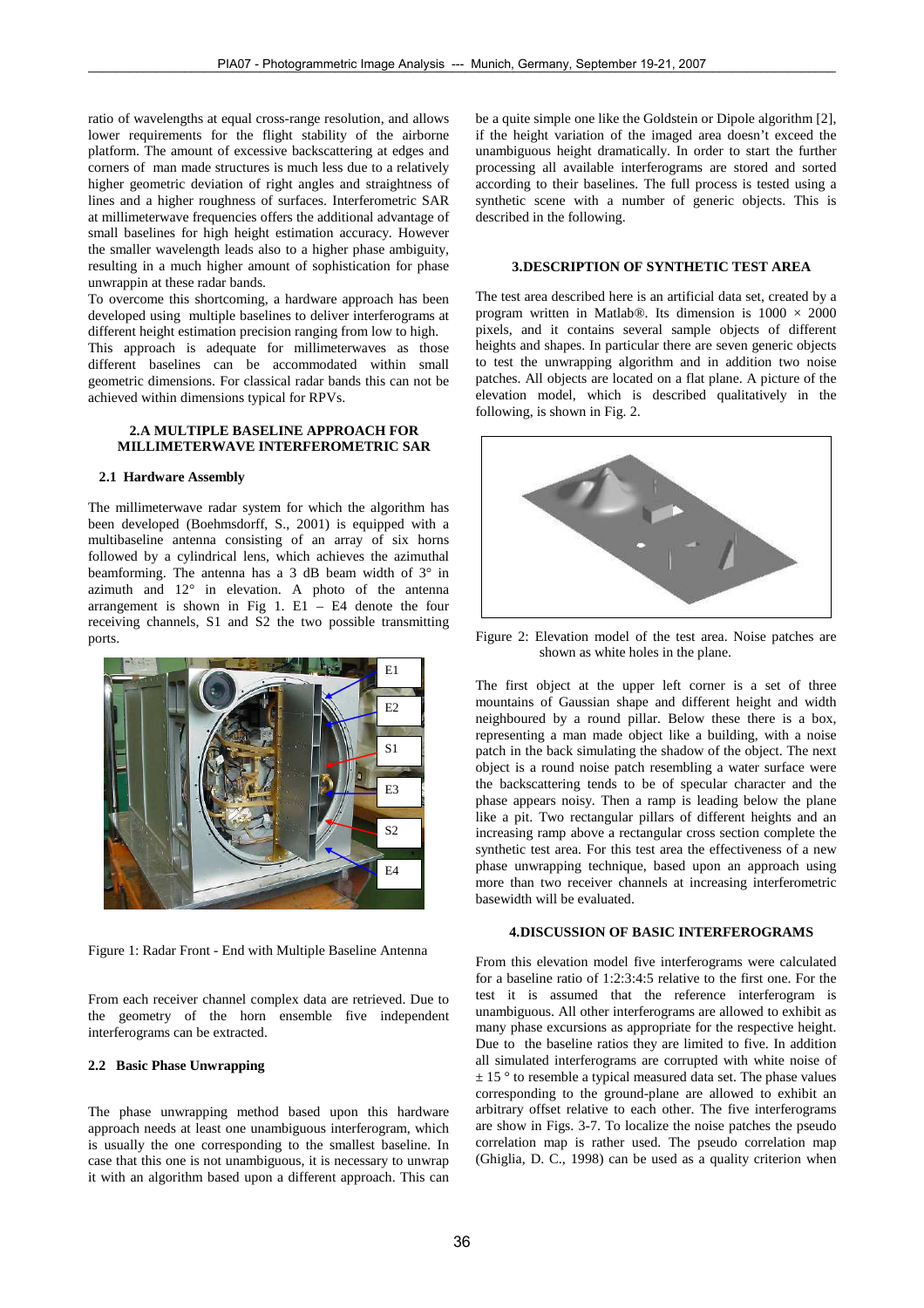ratio of wavelengths at equal cross-range resolution, and allows lower requirements for the flight stability of the airborne platform. The amount of excessive backscattering at edges and corners of man made structures is much less due to a relatively higher geometric deviation of right angles and straightness of lines and a higher roughness of surfaces. Interferometric SAR at millimeterwave frequencies offers the additional advantage of small baselines for high height estimation accuracy. However the smaller wavelength leads also to a higher phase ambiguity, resulting in a much higher amount of sophistication for phase unwrappin at these radar bands.

To overcome this shortcoming, a hardware approach has been developed using multiple baselines to deliver interferograms at different height estimation precision ranging from low to high. This approach is adequate for millimeterwaves as those different baselines can be accommodated within small geometric dimensions. For classical radar bands this can not be achieved within dimensions typical for RPVs.

## 2.A MULTIPLE BASELINE APPROACH FOR MILLIMETERWAVE INTERFEROMETRIC SAR

### 2.1 Hardware Assembly

The millimeterwave radar system for which the algorithm has been developed (Boehmsdorff, S., 2001) is equipped with a multibaseline antenna consisting of an array of six horns followed by a cylindrical lens, which achieves the azimuthal beamforming. The antenna has a 3 dB beam width of 3° in azimuth and 12° in elevation. A photo of the antenna arrangement is shown in Fig 1. E1 – E4 denote the four receiving channels, S1 and S2 the two possible transmitting ports.

E1
E2
S1
E3
S2
E4

Figure 1: Radar Front - End with Multiple Baseline Antenna

From each receiver channel complex data are retrieved. Due to the geometry of the horn ensemble five independent interferograms can be extracted.

### 2.2 Basic Phase Unwrapping

The phase unwrapping method based upon this hardware approach needs at least one unambiguous interferogram, which is usually the one corresponding to the smallest baseline. In case that this one is not unambiguous, it is necessary to unwrap it with an algorithm based upon a different approach. This can be a quite simple one like the Goldstein or Dipole algorithm [2], if the height variation of the imaged area doesn't exceed the unambiguous height dramatically. In order to start the further processing all available interferograms are stored and sorted according to their baselines. The full process is tested using a synthetic scene with a number of generic objects. This is described in the following.

## 3.DESCRIPTION OF SYNTHETIC TEST AREA

The test area described here is an artificial data set, created by a program written in Matlab®. Its dimension is 1000 × 2000 pixels, and it contains several sample objects of different heights and shapes. In particular there are seven generic objects to test the unwrapping algorithm and in addition two noise patches. All objects are located on a flat plane. A picture of the elevation model, which is described qualitatively in the following, is shown in Fig. 2.

Figure 2: Elevation model of the test area. Noise patches are shown as white holes in the plane.

The first object at the upper left corner is a set of three mountains of Gaussian shape and different height and width neighboured by a round pillar. Below these there is a box, representing a man made object like a building, with a noise patch in the back simulating the shadow of the object. The next object is a round noise patch resembling a water surface were the backscattering tends to be of specular character and the phase appears noisy. Then a ramp is leading below the plane like a pit. Two rectangular pillars of different heights and an increasing ramp above a rectangular cross section complete the synthetic test area. For this test area the effectiveness of a new phase unwrapping technique, based upon an approach using more than two receiver channels at increasing interferometric basewidth will be evaluated.

## 4.DISCUSSION OF BASIC INTERFEROGRAMS

From this elevation model five interferograms were calculated for a baseline ratio of 1:2:3:4:5 relative to the first one. For the test it is assumed that the reference interferogram is unambiguous. All other interferograms are allowed to exhibit as many phase excursions as appropriate for the respective height. Due to the baseline ratios they are limited to five. In addition all simulated interferograms are corrupted with white noise of ± 15 ° to resemble a typical measured data set. The phase values corresponding to the ground-plane are allowed to exhibit an arbitrary offset relative to each other. The five interferograms are show in Figs. 3-7. To localize the noise patches the pseudo correlation map is rather used. The pseudo correlation map (Ghiglia, D. C., 1998) can be used as a quality criterion when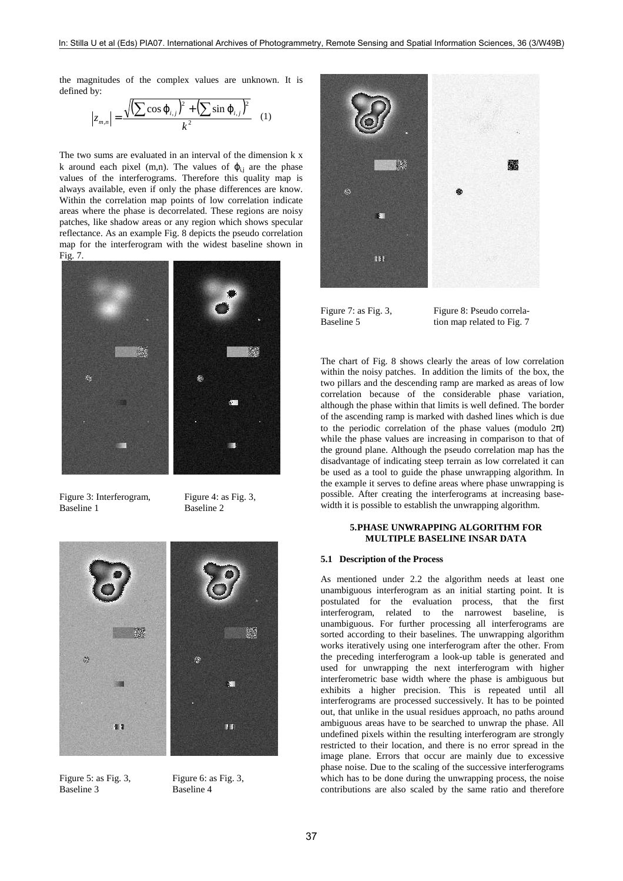the magnitudes of the complex values are unknown. It is defined by:

$$\left|z_{m,n}\right| = \frac{\sqrt{\left(\sum \cos \varphi_{i,j}\right)^2 + \left(\sum \sin \varphi_{i,j}\right)^2}}{k^2} \quad (1)$$

The two sums are evaluated in an interval of the dimension k x k around each pixel (m,n). The values of $\varphi_{i,j}$ are the phase values of the interferograms. Therefore this quality map is always available, even if only the phase differences are know. Within the correlation map points of low correlation indicate areas where the phase is decorrelated. These regions are noisy patches, like shadow areas or any region which shows specular reflectance. As an example Fig. 8 depicts the pseudo correlation map for the interferogram with the widest baseline shown in Fig. 7.

Figure 3: Interferogram, Baseline 1

Figure 4: as Fig. 3, Baseline 2

Figure 5: as Fig. 3, Baseline 3

Figure 6: as Fig. 3, Baseline 4

Figure 7: as Fig. 3, Baseline 5

Figure 8: Pseudo correlation map related to Fig. 7

The chart of Fig. 8 shows clearly the areas of low correlation within the noisy patches. In addition the limits of the box, the two pillars and the descending ramp are marked as areas of low correlation because of the considerable phase variation, although the phase within that limits is well defined. The border of the ascending ramp is marked with dashed lines which is due to the periodic correlation of the phase values (modulo $2\pi$) while the phase values are increasing in comparison to that of the ground plane. Although the pseudo correlation map has the disadvantage of indicating steep terrain as low correlated it can be used as a tool to guide the phase unwrapping algorithm. In the example it serves to define areas where phase unwrapping is possible. After creating the interferograms at increasing base-width it is possible to establish the unwrapping algorithm.

## 5. PHASE UNWRAPPING ALGORITHM FOR MULTIPLE BASELINE INSAR DATA

### 5.1 Description of the Process

As mentioned under 2.2 the algorithm needs at least one unambiguous interferogram as an initial starting point. It is postulated for the evaluation process, that the first interferogram, related to the narrowest baseline, is unambiguous. For further processing all interferograms are sorted according to their baselines. The unwrapping algorithm works iteratively using one interferogram after the other. From the preceding interferogram a look-up table is generated and used for unwrapping the next interferogram with higher interferometric base width where the phase is ambiguous but exhibits a higher precision. This is repeated until all interferograms are processed successively. It has to be pointed out, that unlike in the usual residues approach, no paths around ambiguous areas have to be searched to unwrap the phase. All undefined pixels within the resulting interferogram are strongly restricted to their location, and there is no error spread in the image plane. Errors that occur are mainly due to excessive phase noise. Due to the scaling of the successive interferograms which has to be done during the unwrapping process, the noise contributions are also scaled by the same ratio and therefore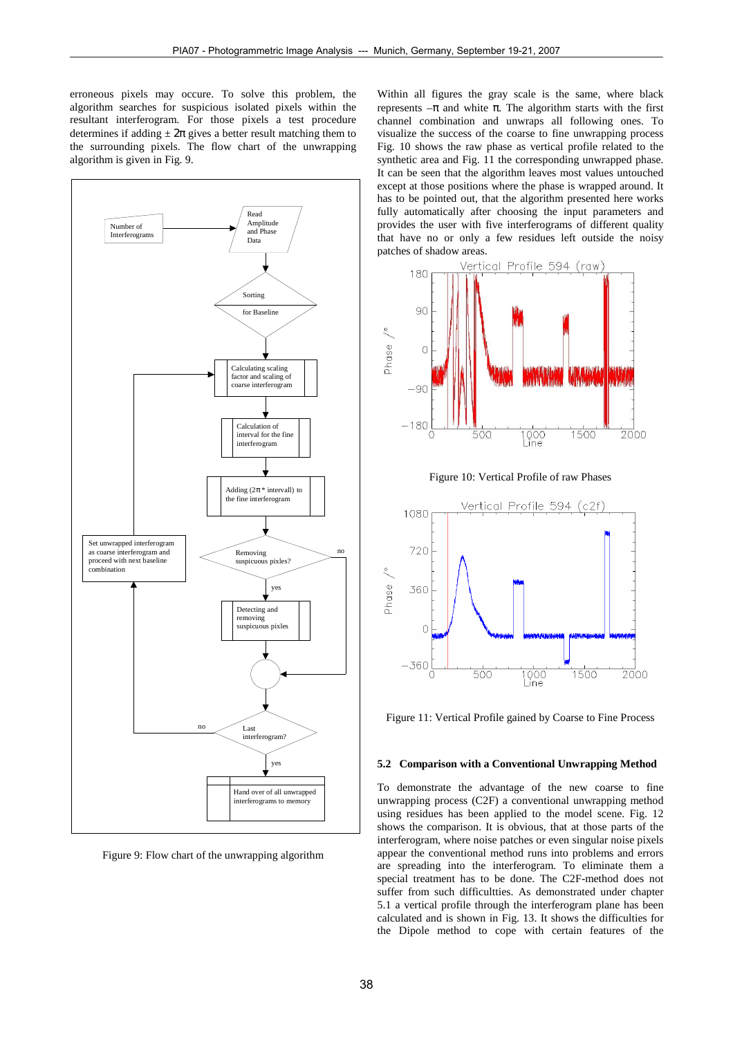erroneous pixels may occure. To solve this problem, the algorithm searches for suspicious isolated pixels within the resultant interferogram. For those pixels a test procedure determines if adding $\pm 2\pi$ gives a better result matching them to the surrounding pixels. The flow chart of the unwrapping algorithm is given in Fig. 9.

Number of Interferograms

Read Amplitude and Phase Data

Sorting for Baseline

Calculating scaling factor and scaling of coarse interferogram

Calculation of interval for the fine interferogram

Adding ($2\pi$ * intervall) to the fine interferogram

Removing suspicuous pixles?

no

yes

Detecting and removing suspicuous pixles

Set unwrapped interferogram as coarse interferogram and proceed with next baseline combination

Last interferogram?

no

yes

Hand over of all unwrapped interferograms to memory

Figure 9: Flow chart of the unwrapping algorithm

Within all figures the gray scale is the same, where black represents $-\pi$ and white $\pi$. The algorithm starts with the first channel combination and unwraps all following ones. To visualize the success of the coarse to fine unwrapping process Fig. 10 shows the raw phase as vertical profile related to the synthetic area and Fig. 11 the corresponding unwrapped phase. It can be seen that the algorithm leaves most values untouched except at those positions where the phase is wrapped around. It has to be pointed out, that the algorithm presented here works fully automatically after choosing the input parameters and provides the user with five interferograms of different quality that have no or only a few residues left outside the noisy patches of shadow areas.

Vertical Profile 594 (raw)

Phase /°

180
90
0
−90
−180

0
500
1000
1500
2000
Line

Figure 10: Vertical Profile of raw Phases

Vertical Profile 594 (c2f)

Phase /°

1080
720
360
0
−360

0
500
1000
1500
2000
Line

Figure 11: Vertical Profile gained by Coarse to Fine Process

### 5.2 Comparison with a Conventional Unwrapping Method

To demonstrate the advantage of the new coarse to fine unwrapping process (C2F) a conventional unwrapping method using residues has been applied to the model scene. Fig. 12 shows the comparison. It is obvious, that at those parts of the interferogram, where noise patches or even singular noise pixels appear the conventional method runs into problems and errors are spreading into the interferogram. To eliminate them a special treatment has to be done. The C2F-method does not suffer from such difficultties. As demonstrated under chapter 5.1 a vertical profile through the interferogram plane has been calculated and is shown in Fig. 13. It shows the difficulties for the Dipole method to cope with certain features of the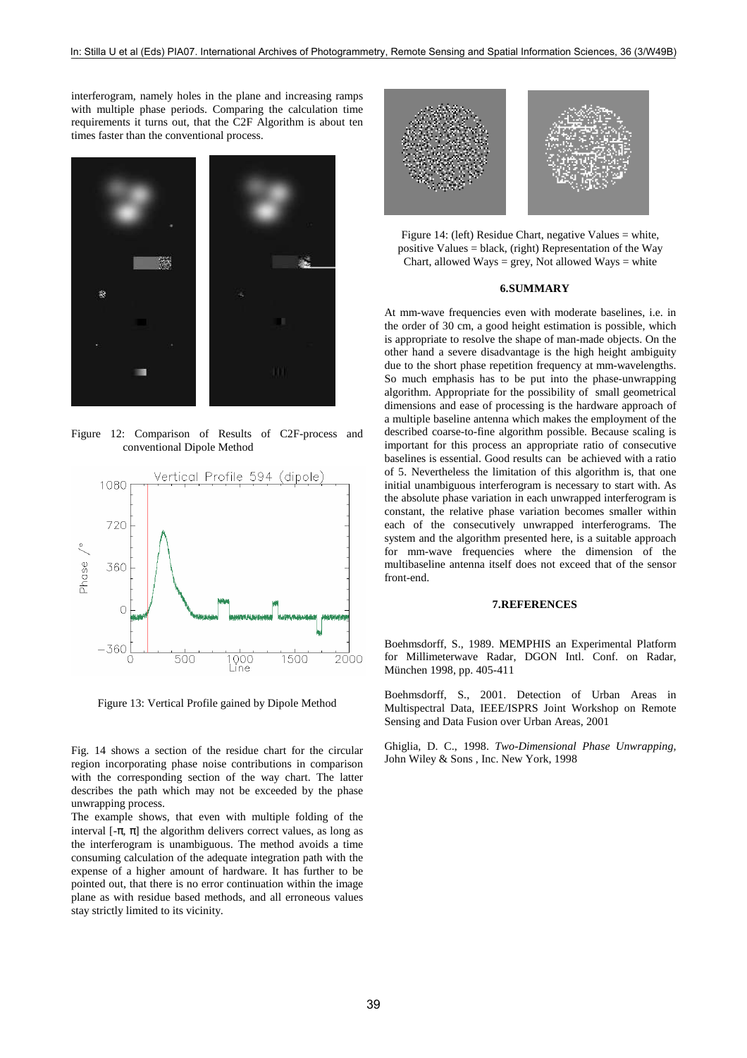interferogram, namely holes in the plane and increasing ramps with multiple phase periods. Comparing the calculation time requirements it turns out, that the C2F Algorithm is about ten times faster than the conventional process.

Figure 12: Comparison of Results of C2F-process and conventional Dipole Method

Vertical Profile 594 (dipole)

1080
720
360
0
−360

Phase /°

0
500
1000
1500
2000
Line

Figure 13: Vertical Profile gained by Dipole Method

Fig. 14 shows a section of the residue chart for the circular region incorporating phase noise contributions in comparison with the corresponding section of the way chart. The latter describes the path which may not be exceeded by the phase unwrapping process.

The example shows, that even with multiple folding of the interval $[-\pi, \pi]$ the algorithm delivers correct values, as long as the interferogram is unambiguous. The method avoids a time consuming calculation of the adequate integration path with the expense of a higher amount of hardware. It has further to be pointed out, that there is no error continuation within the image plane as with residue based methods, and all erroneous values stay strictly limited to its vicinity.

Figure 14: (left) Residue Chart, negative Values = white, positive Values = black, (right) Representation of the Way Chart, allowed Ways = grey, Not allowed Ways = white

## 6.SUMMARY

At mm-wave frequencies even with moderate baselines, i.e. in the order of 30 cm, a good height estimation is possible, which is appropriate to resolve the shape of man-made objects. On the other hand a severe disadvantage is the high height ambiguity due to the short phase repetition frequency at mm-wavelengths. So much emphasis has to be put into the phase-unwrapping algorithm. Appropriate for the possibility of small geometrical dimensions and ease of processing is the hardware approach of a multiple baseline antenna which makes the employment of the described coarse-to-fine algorithm possible. Because scaling is important for this process an appropriate ratio of consecutive baselines is essential. Good results can be achieved with a ratio of 5. Nevertheless the limitation of this algorithm is, that one initial unambiguous interferogram is necessary to start with. As the absolute phase variation in each unwrapped interferogram is constant, the relative phase variation becomes smaller within each of the consecutively unwrapped interferograms. The system and the algorithm presented here, is a suitable approach for mm-wave frequencies where the dimension of the multibaseline antenna itself does not exceed that of the sensor front-end.

## 7.REFERENCES

Boehmsdorff, S., 1989. MEMPHIS an Experimental Platform for Millimeterwave Radar, DGON Intl. Conf. on Radar, München 1998, pp. 405-411

Boehmsdorff, S., 2001. Detection of Urban Areas in Multispectral Data, IEEE/ISPRS Joint Workshop on Remote Sensing and Data Fusion over Urban Areas, 2001

Ghiglia, D. C., 1998. *Two-Dimensional Phase Unwrapping*, John Wiley & Sons , Inc. New York, 1998